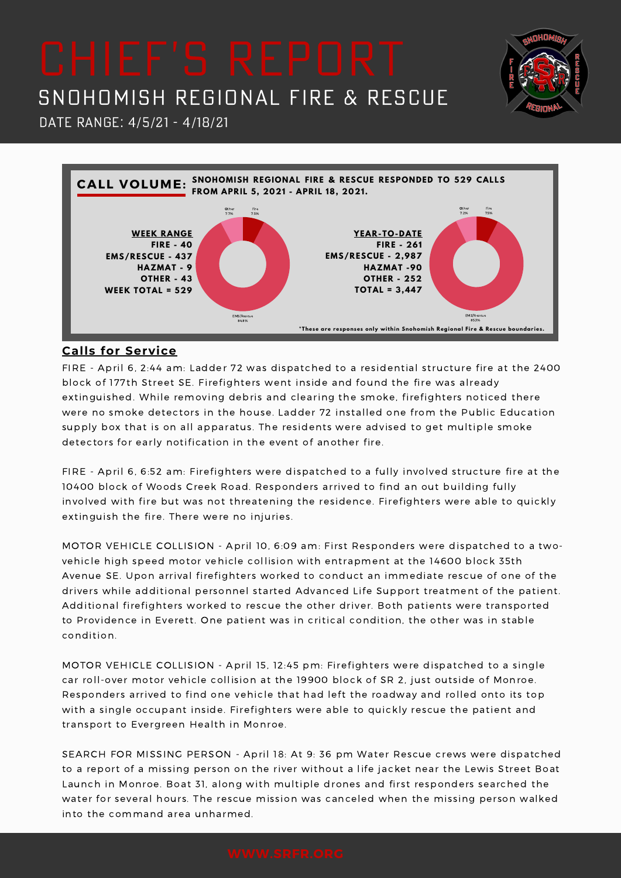# CHIEF'S REPORT

## SNOHOMISH REGIONAL FIRE & RESCUE

DATE RANGE: 4/5/21 - 4/18/21

**CALL VOLUME:** **SNOHOMISH REGIONAL FIRE & RESCUE RESPONDED TO 529 CALLS FROM APRIL 5, 2021 - APRIL 18, 2021.**

**WEEK RANGE**
**FIRE - 40**
**EMS/RESCUE - 437**
**HAZMAT - 9**
**OTHER - 43**
**WEEK TOTAL = 529**

Other 7.7%
Fire 7.5%
EMS/Rescue 84.8%

**YEAR-TO-DATE**
**FIRE - 261**
**EMS/RESCUE - 2,987**
**HAZMAT -90**
**OTHER - 252**
**TOTAL = 3,447**

Other 7.2%
Fire 7.5%
EMS/Rescue 85.3%

*These are responses only within Snohomish Regional Fire & Rescue boundaries.

## Calls for Service

FIRE - April 6, 2:44 am: Ladder 72 was dispatched to a residential structure fire at the 2400 block of 177th Street SE. Firefighters went inside and found the fire was already extinguished. While removing debris and clearing the smoke, firefighters noticed there were no smoke detectors in the house. Ladder 72 installed one from the Public Education supply box that is on all apparatus. The residents were advised to get multiple smoke detectors for early notification in the event of another fire.

FIRE - April 6, 6:52 am: Firefighters were dispatched to a fully involved structure fire at the 10400 block of Woods Creek Road. Responders arrived to find an out building fully involved with fire but was not threatening the residence. Firefighters were able to quickly extinguish the fire. There were no injuries.

MOTOR VEHICLE COLLISION - April 10, 6:09 am: First Responders were dispatched to a two-vehicle high speed motor vehicle collision with entrapment at the 14600 block 35th Avenue SE. Upon arrival firefighters worked to conduct an immediate rescue of one of the drivers while additional personnel started Advanced Life Support treatment of the patient. Additional firefighters worked to rescue the other driver. Both patients were transported to Providence in Everett. One patient was in critical condition, the other was in stable condition.

MOTOR VEHICLE COLLISION - April 15, 12:45 pm: Firefighters were dispatched to a single car roll-over motor vehicle collision at the 19900 block of SR 2, just outside of Monroe. Responders arrived to find one vehicle that had left the roadway and rolled onto its top with a single occupant inside. Firefighters were able to quickly rescue the patient and transport to Evergreen Health in Monroe.

SEARCH FOR MISSING PERSON - April 18: At 9: 36 pm Water Rescue crews were dispatched to a report of a missing person on the river without a life jacket near the Lewis Street Boat Launch in Monroe. Boat 31, along with multiple drones and first responders searched the water for several hours. The rescue mission was canceled when the missing person walked into the command area unharmed.

WWW.SRFR.ORG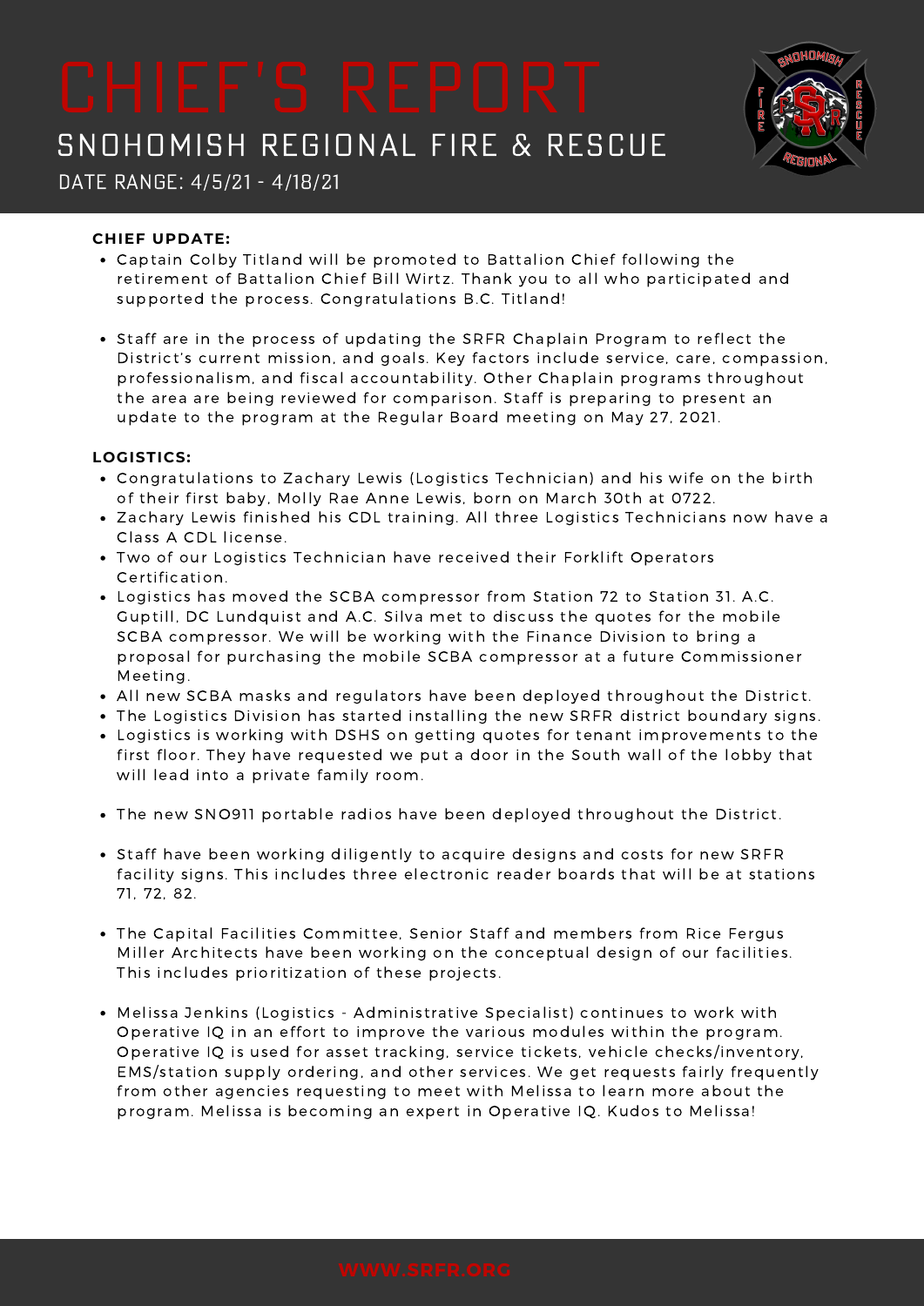# CHIEF'S REPORT

## SNOHOMISH REGIONAL FIRE & RESCUE

DATE RANGE: 4/5/21 - 4/18/21

**CHIEF UPDATE:**

- Captain Colby Titland will be promoted to Battalion Chief following the retirement of Battalion Chief Bill Wirtz. Thank you to all who participated and supported the process. Congratulations B.C. Titland!
- Staff are in the process of updating the SRFR Chaplain Program to reflect the District's current mission, and goals. Key factors include service, care, compassion, professionalism, and fiscal accountability. Other Chaplain programs throughout the area are being reviewed for comparison. Staff is preparing to present an update to the program at the Regular Board meeting on May 27, 2021.

**LOGISTICS:**

- Congratulations to Zachary Lewis (Logistics Technician) and his wife on the birth of their first baby, Molly Rae Anne Lewis, born on March 30th at 0722.
- Zachary Lewis finished his CDL training. All three Logistics Technicians now have a Class A CDL license.
- Two of our Logistics Technician have received their Forklift Operators Certification.
- Logistics has moved the SCBA compressor from Station 72 to Station 31. A.C. Guptill, DC Lundquist and A.C. Silva met to discuss the quotes for the mobile SCBA compressor. We will be working with the Finance Division to bring a proposal for purchasing the mobile SCBA compressor at a future Commissioner Meeting.
- All new SCBA masks and regulators have been deployed throughout the District.
- The Logistics Division has started installing the new SRFR district boundary signs.
- Logistics is working with DSHS on getting quotes for tenant improvements to the first floor. They have requested we put a door in the South wall of the lobby that will lead into a private family room.
- The new SNO911 portable radios have been deployed throughout the District.
- Staff have been working diligently to acquire designs and costs for new SRFR facility signs. This includes three electronic reader boards that will be at stations 71, 72, 82.
- The Capital Facilities Committee, Senior Staff and members from Rice Fergus Miller Architects have been working on the conceptual design of our facilities. This includes prioritization of these projects.
- Melissa Jenkins (Logistics - Administrative Specialist) continues to work with Operative IQ in an effort to improve the various modules within the program. Operative IQ is used for asset tracking, service tickets, vehicle checks/inventory, EMS/station supply ordering, and other services. We get requests fairly frequently from other agencies requesting to meet with Melissa to learn more about the program. Melissa is becoming an expert in Operative IQ. Kudos to Melissa!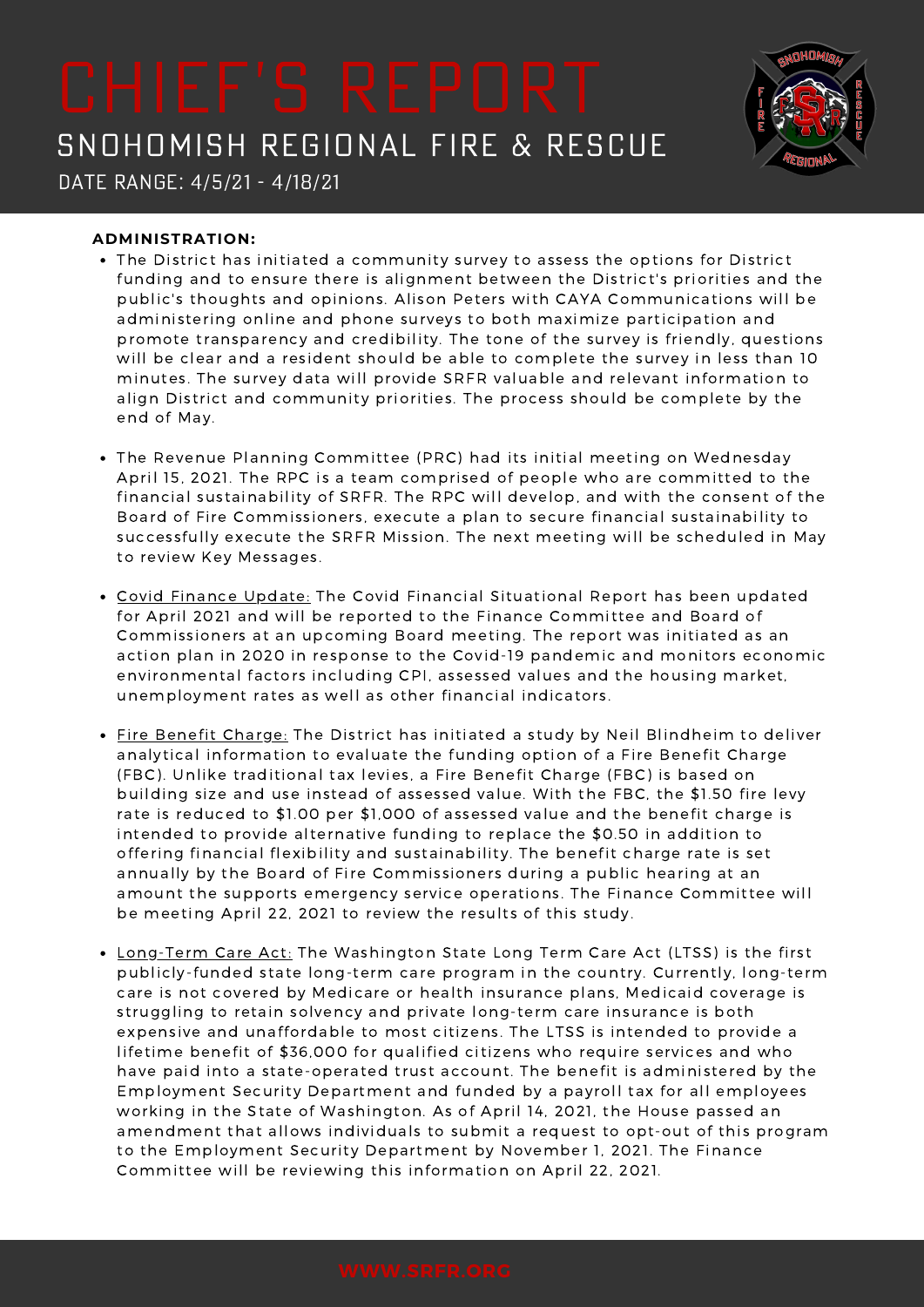# CHIEF'S REPORT

## SNOHOMISH REGIONAL FIRE & RESCUE

DATE RANGE: 4/5/21 - 4/18/21

**ADMINISTRATION:**

- The District has initiated a community survey to assess the options for District funding and to ensure there is alignment between the District's priorities and the public's thoughts and opinions. Alison Peters with CAYA Communications will be administering online and phone surveys to both maximize participation and promote transparency and credibility. The tone of the survey is friendly, questions will be clear and a resident should be able to complete the survey in less than 10 minutes. The survey data will provide SRFR valuable and relevant information to align District and community priorities. The process should be complete by the end of May.

- The Revenue Planning Committee (PRC) had its initial meeting on Wednesday April 15, 2021. The RPC is a team comprised of people who are committed to the financial sustainability of SRFR. The RPC will develop, and with the consent of the Board of Fire Commissioners, execute a plan to secure financial sustainability to successfully execute the SRFR Mission. The next meeting will be scheduled in May to review Key Messages.

- Covid Finance Update: The Covid Financial Situational Report has been updated for April 2021 and will be reported to the Finance Committee and Board of Commissioners at an upcoming Board meeting. The report was initiated as an action plan in 2020 in response to the Covid-19 pandemic and monitors economic environmental factors including CPI, assessed values and the housing market, unemployment rates as well as other financial indicators.

- Fire Benefit Charge: The District has initiated a study by Neil Blindheim to deliver analytical information to evaluate the funding option of a Fire Benefit Charge (FBC). Unlike traditional tax levies, a Fire Benefit Charge (FBC) is based on building size and use instead of assessed value. With the FBC, the $1.50 fire levy rate is reduced to $1.00 per $1,000 of assessed value and the benefit charge is intended to provide alternative funding to replace the $0.50 in addition to offering financial flexibility and sustainability. The benefit charge rate is set annually by the Board of Fire Commissioners during a public hearing at an amount the supports emergency service operations. The Finance Committee will be meeting April 22, 2021 to review the results of this study.

- Long-Term Care Act: The Washington State Long Term Care Act (LTSS) is the first publicly-funded state long-term care program in the country. Currently, long-term care is not covered by Medicare or health insurance plans, Medicaid coverage is struggling to retain solvency and private long-term care insurance is both expensive and unaffordable to most citizens. The LTSS is intended to provide a lifetime benefit of $36,000 for qualified citizens who require services and who have paid into a state-operated trust account. The benefit is administered by the Employment Security Department and funded by a payroll tax for all employees working in the State of Washington. As of April 14, 2021, the House passed an amendment that allows individuals to submit a request to opt-out of this program to the Employment Security Department by November 1, 2021. The Finance Committee will be reviewing this information on April 22, 2021.

WWW.SRFR.ORG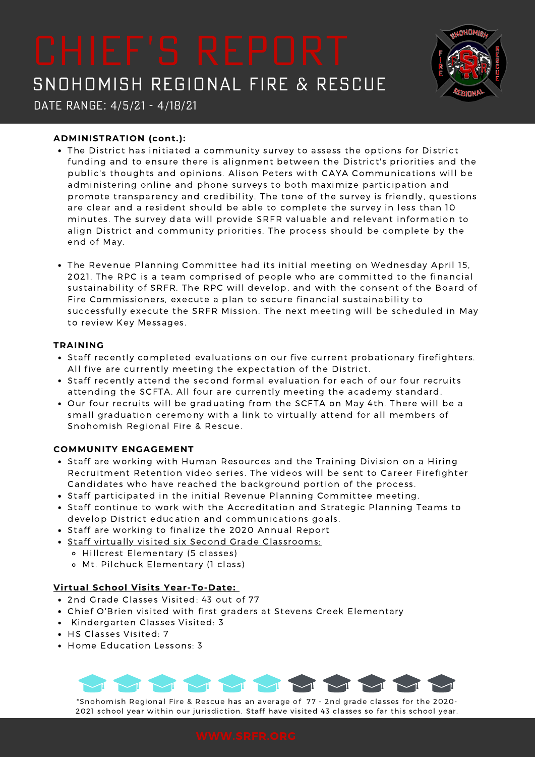# CHIEF'S REPORT

## SNOHOMISH REGIONAL FIRE & RESCUE

DATE RANGE: 4/5/21 - 4/18/21

**ADMINISTRATION (cont.):**

- The District has initiated a community survey to assess the options for District funding and to ensure there is alignment between the District's priorities and the public's thoughts and opinions. Alison Peters with CAYA Communications will be administering online and phone surveys to both maximize participation and promote transparency and credibility. The tone of the survey is friendly, questions are clear and a resident should be able to complete the survey in less than 10 minutes. The survey data will provide SRFR valuable and relevant information to align District and community priorities. The process should be complete by the end of May.

- The Revenue Planning Committee had its initial meeting on Wednesday April 15, 2021. The RPC is a team comprised of people who are committed to the financial sustainability of SRFR. The RPC will develop, and with the consent of the Board of Fire Commissioners, execute a plan to secure financial sustainability to successfully execute the SRFR Mission. The next meeting will be scheduled in May to review Key Messages.

**TRAINING**

- Staff recently completed evaluations on our five current probationary firefighters. All five are currently meeting the expectation of the District.
- Staff recently attend the second formal evaluation for each of our four recruits attending the SCFTA. All four are currently meeting the academy standard.
- Our four recruits will be graduating from the SCFTA on May 4th. There will be a small graduation ceremony with a link to virtually attend for all members of Snohomish Regional Fire & Rescue.

**COMMUNITY ENGAGEMENT**

- Staff are working with Human Resources and the Training Division on a Hiring Recruitment Retention video series. The videos will be sent to Career Firefighter Candidates who have reached the background portion of the process.
- Staff participated in the initial Revenue Planning Committee meeting.
- Staff continue to work with the Accreditation and Strategic Planning Teams to develop District education and communications goals.
- Staff are working to finalize the 2020 Annual Report
- Staff virtually visited six Second Grade Classrooms:
  - Hillcrest Elementary (5 classes)
  - Mt. Pilchuck Elementary (1 class)

**Virtual School Visits Year-To-Date:**

- 2nd Grade Classes Visited: 43 out of 77
- Chief O'Brien visited with first graders at Stevens Creek Elementary
- Kindergarten Classes Visited: 3
- HS Classes Visited: 7
- Home Education Lessons: 3

*Snohomish Regional Fire & Rescue has an average of 77 - 2nd grade classes for the 2020-2021 school year within our jurisdiction. Staff have visited 43 classes so far this school year.

WWW.SRFR.ORG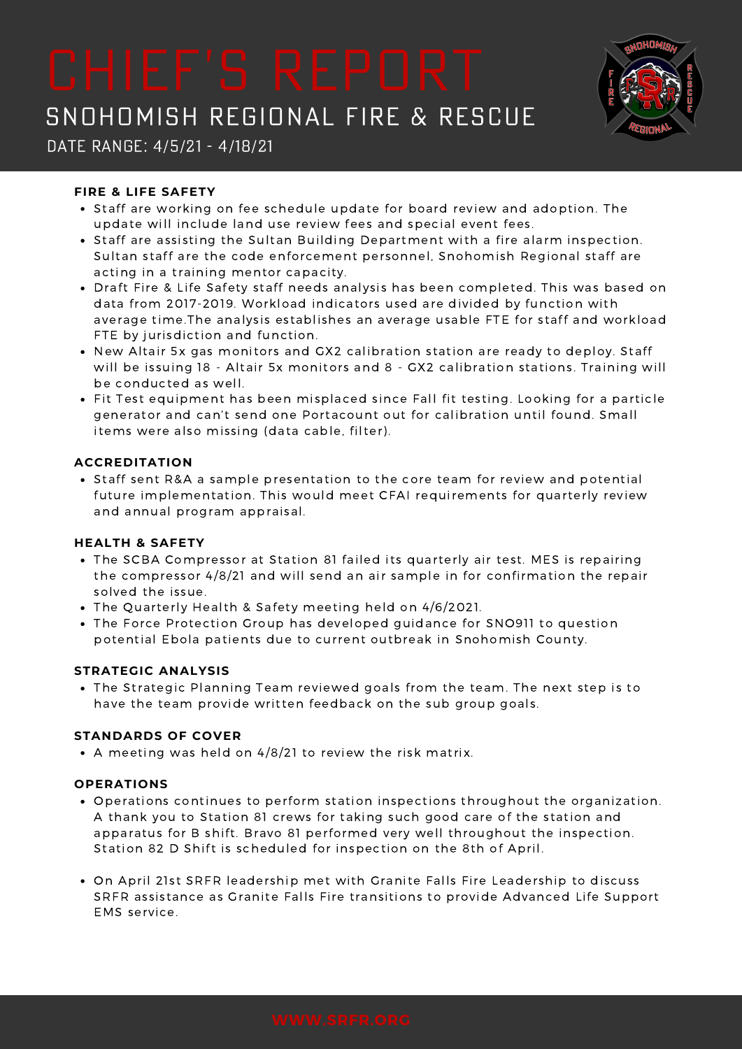# CHIEF'S REPORT

## SNOHOMISH REGIONAL FIRE & RESCUE

DATE RANGE: 4/5/21 - 4/18/21

### FIRE & LIFE SAFETY

- Staff are working on fee schedule update for board review and adoption. The update will include land use review fees and special event fees.
- Staff are assisting the Sultan Building Department with a fire alarm inspection. Sultan staff are the code enforcement personnel, Snohomish Regional staff are acting in a training mentor capacity.
- Draft Fire & Life Safety staff needs analysis has been completed. This was based on data from 2017-2019. Workload indicators used are divided by function with average time.The analysis establishes an average usable FTE for staff and workload FTE by jurisdiction and function.
- New Altair 5x gas monitors and GX2 calibration station are ready to deploy. Staff will be issuing 18 - Altair 5x monitors and 8 - GX2 calibration stations. Training will be conducted as well.
- Fit Test equipment has been misplaced since Fall fit testing. Looking for a particle generator and can't send one Portacount out for calibration until found. Small items were also missing (data cable, filter).

### ACCREDITATION

- Staff sent R&A a sample presentation to the core team for review and potential future implementation. This would meet CFAI requirements for quarterly review and annual program appraisal.

### HEALTH & SAFETY

- The SCBA Compressor at Station 81 failed its quarterly air test. MES is repairing the compressor 4/8/21 and will send an air sample in for confirmation the repair solved the issue.
- The Quarterly Health & Safety meeting held on 4/6/2021.
- The Force Protection Group has developed guidance for SNO911 to question potential Ebola patients due to current outbreak in Snohomish County.

### STRATEGIC ANALYSIS

- The Strategic Planning Team reviewed goals from the team. The next step is to have the team provide written feedback on the sub group goals.

### STANDARDS OF COVER

- A meeting was held on 4/8/21 to review the risk matrix.

### OPERATIONS

- Operations continues to perform station inspections throughout the organization. A thank you to Station 81 crews for taking such good care of the station and apparatus for B shift. Bravo 81 performed very well throughout the inspection. Station 82 D Shift is scheduled for inspection on the 8th of April.

- On April 21st SRFR leadership met with Granite Falls Fire Leadership to discuss SRFR assistance as Granite Falls Fire transitions to provide Advanced Life Support EMS service.

WWW.SRFR.ORG